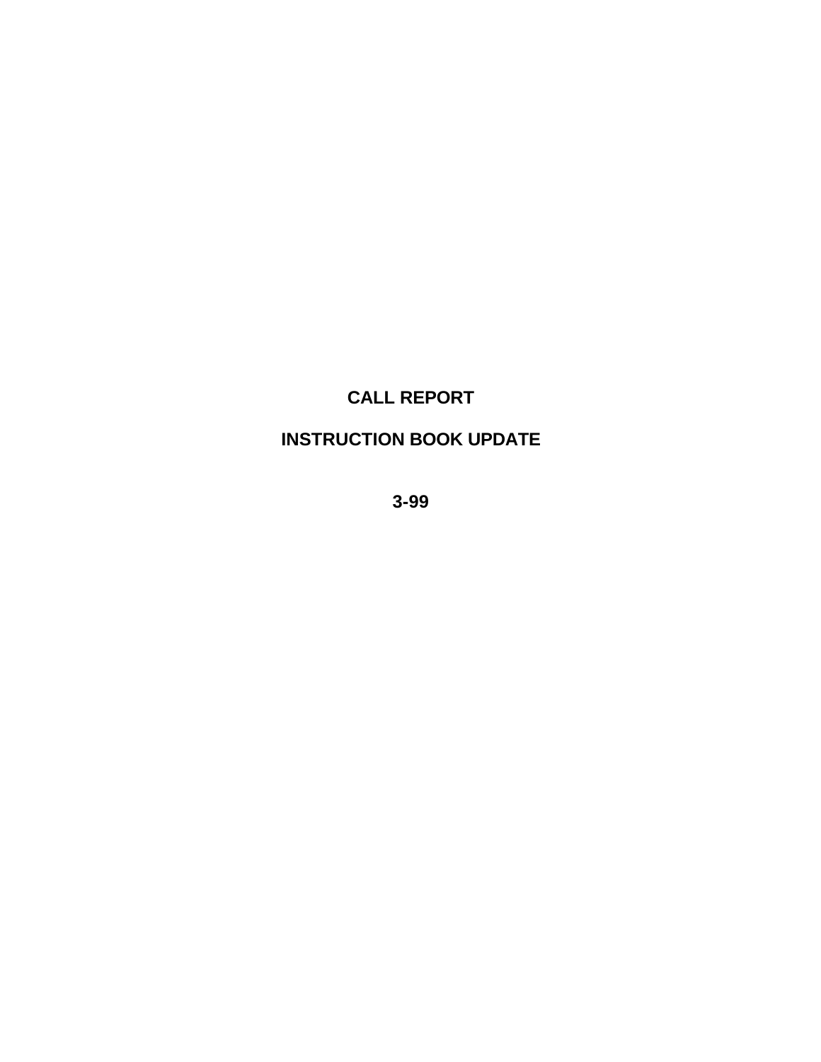# CALL REPORT

# INSTRUCTION BOOK UPDATE

# 3-99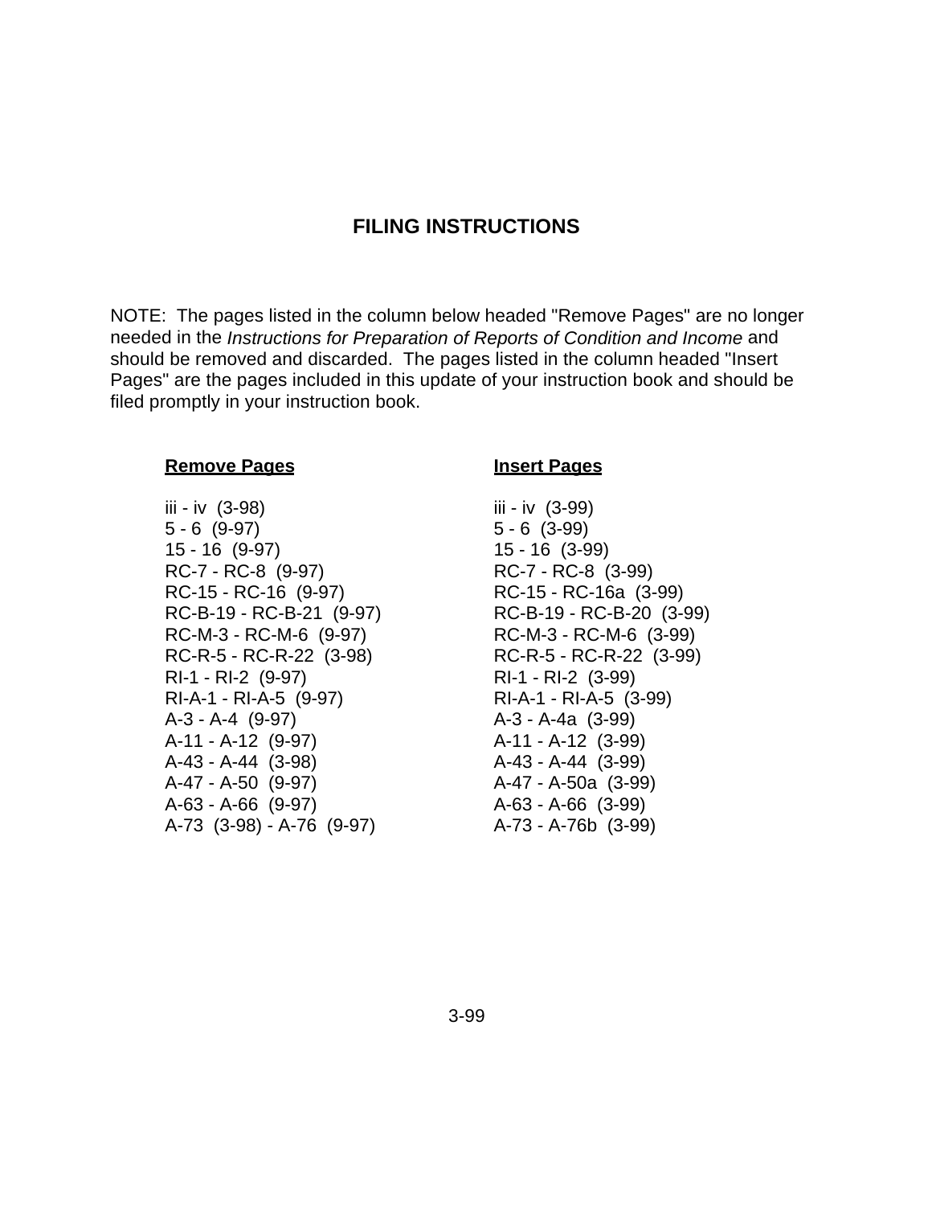# FILING INSTRUCTIONS

NOTE: The pages listed in the column below headed "Remove Pages" are no longer needed in the *Instructions for Preparation of Reports of Condition and Income* and should be removed and discarded. The pages listed in the column headed "Insert Pages" are the pages included in this update of your instruction book and should be filed promptly in your instruction book.

| Remove Pages | Insert Pages |
|---|---|
| iii - iv (3-98) | iii - iv (3-99) |
| 5 - 6 (9-97) | 5 - 6 (3-99) |
| 15 - 16 (9-97) | 15 - 16 (3-99) |
| RC-7 - RC-8 (9-97) | RC-7 - RC-8 (3-99) |
| RC-15 - RC-16 (9-97) | RC-15 - RC-16a (3-99) |
| RC-B-19 - RC-B-21 (9-97) | RC-B-19 - RC-B-20 (3-99) |
| RC-M-3 - RC-M-6 (9-97) | RC-M-3 - RC-M-6 (3-99) |
| RC-R-5 - RC-R-22 (3-98) | RC-R-5 - RC-R-22 (3-99) |
| RI-1 - RI-2 (9-97) | RI-1 - RI-2 (3-99) |
| RI-A-1 - RI-A-5 (9-97) | RI-A-1 - RI-A-5 (3-99) |
| A-3 - A-4 (9-97) | A-3 - A-4a (3-99) |
| A-11 - A-12 (9-97) | A-11 - A-12 (3-99) |
| A-43 - A-44 (3-98) | A-43 - A-44 (3-99) |
| A-47 - A-50 (9-97) | A-47 - A-50a (3-99) |
| A-63 - A-66 (9-97) | A-63 - A-66 (3-99) |
| A-73 (3-98) - A-76 (9-97) | A-73 - A-76b (3-99) |

3-99